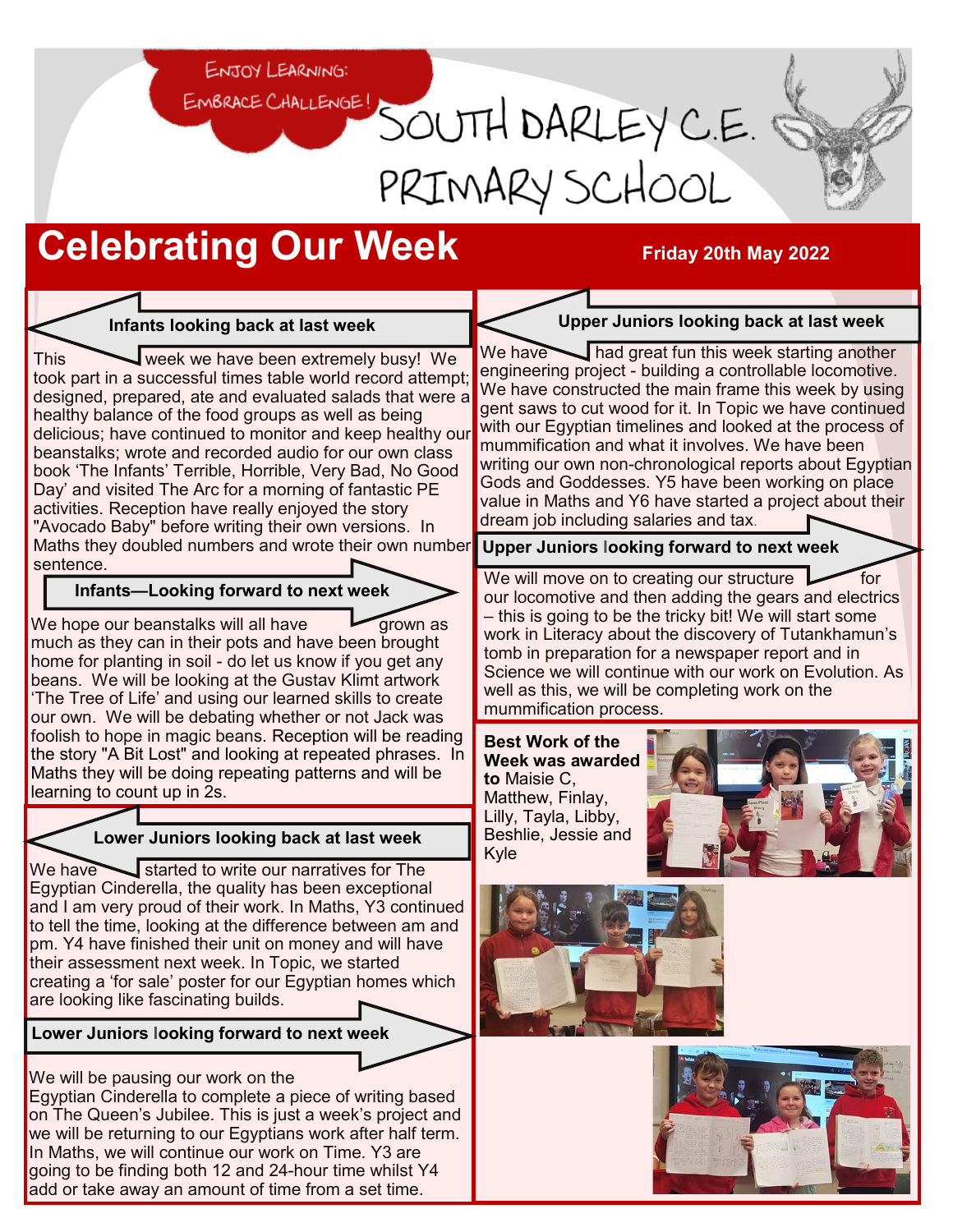Enjoy Learning: Embrace Challenge!

# SOUTH DARLEY C.E. PRIMARY SCHOOL

# Celebrating Our Week

**Friday 20th May 2022**

## Infants looking back at last week

This week we have been extremely busy! We took part in a successful times table world record attempt; designed, prepared, ate and evaluated salads that were a healthy balance of the food groups as well as being delicious; have continued to monitor and keep healthy our beanstalks; wrote and recorded audio for our own class book 'The Infants' Terrible, Horrible, Very Bad, No Good Day' and visited The Arc for a morning of fantastic PE activities. Reception have really enjoyed the story "Avocado Baby" before writing their own versions. In Maths they doubled numbers and wrote their own number sentence.

## Infants—Looking forward to next week

We hope our beanstalks will all have grown as much as they can in their pots and have been brought home for planting in soil - do let us know if you get any beans. We will be looking at the Gustav Klimt artwork 'The Tree of Life' and using our learned skills to create our own. We will be debating whether or not Jack was foolish to hope in magic beans. Reception will be reading the story "A Bit Lost" and looking at repeated phrases. In Maths they will be doing repeating patterns and will be learning to count up in 2s.

## Lower Juniors looking back at last week

We have started to write our narratives for The Egyptian Cinderella, the quality has been exceptional and I am very proud of their work. In Maths, Y3 continued to tell the time, looking at the difference between am and pm. Y4 have finished their unit on money and will have their assessment next week. In Topic, we started creating a 'for sale' poster for our Egyptian homes which are looking like fascinating builds.

## Lower Juniors looking forward to next week

We will be pausing our work on the Egyptian Cinderella to complete a piece of writing based on The Queen's Jubilee. This is just a week's project and we will be returning to our Egyptians work after half term. In Maths, we will continue our work on Time. Y3 are going to be finding both 12 and 24-hour time whilst Y4 add or take away an amount of time from a set time.

## Upper Juniors looking back at last week

We have had great fun this week starting another engineering project - building a controllable locomotive. We have constructed the main frame this week by using gent saws to cut wood for it. In Topic we have continued with our Egyptian timelines and looked at the process of mummification and what it involves. We have been writing our own non-chronological reports about Egyptian Gods and Goddesses. Y5 have been working on place value in Maths and Y6 have started a project about their dream job including salaries and tax.

## Upper Juniors looking forward to next week

We will move on to creating our structure for our locomotive and then adding the gears and electrics – this is going to be the tricky bit! We will start some work in Literacy about the discovery of Tutankhamun's tomb in preparation for a newspaper report and in Science we will continue with our work on Evolution. As well as this, we will be completing work on the mummification process.

**Best Work of the Week was awarded to** Maisie C, Matthew, Finlay, Lilly, Tayla, Libby, Beshlie, Jessie and Kyle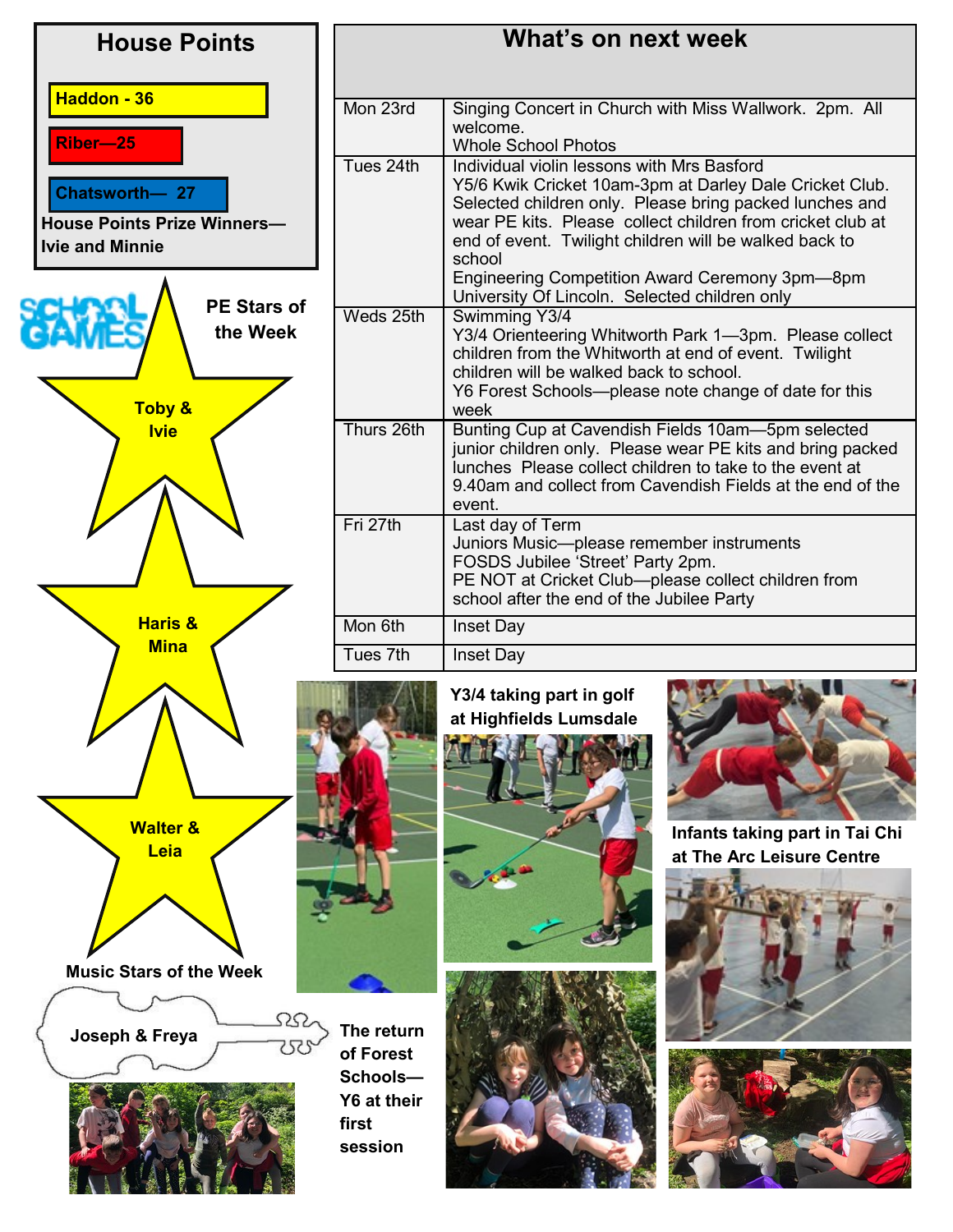## House Points

Haddon - 36

Riber—25

Chatsworth— 27

**House Points Prize Winners—Ivie and Minnie**

## PE Stars of the Week

Toby & Ivie

Haris & Mina

Walter & Leia

## Music Stars of the Week

Joseph & Freya

## What's on next week

| | |
|---|---|
| Mon 23rd | Singing Concert in Church with Miss Wallwork. 2pm. All welcome.<br>Whole School Photos |
| Tues 24th | Individual violin lessons with Mrs Basford<br>Y5/6 Kwik Cricket 10am-3pm at Darley Dale Cricket Club. Selected children only. Please bring packed lunches and wear PE kits. Please collect children from cricket club at end of event. Twilight children will be walked back to school<br>Engineering Competition Award Ceremony 3pm—8pm University Of Lincoln. Selected children only |
| Weds 25th | Swimming Y3/4<br>Y3/4 Orienteering Whitworth Park 1—3pm. Please collect children from the Whitworth at end of event. Twilight children will be walked back to school.<br>Y6 Forest Schools—please note change of date for this week |
| Thurs 26th | Bunting Cup at Cavendish Fields 10am—5pm selected junior children only. Please wear PE kits and bring packed lunches Please collect children to take to the event at 9.40am and collect from Cavendish Fields at the end of the event. |
| Fri 27th | Last day of Term<br>Juniors Music—please remember instruments<br>FOSDS Jubilee 'Street' Party 2pm.<br>PE NOT at Cricket Club—please collect children from school after the end of the Jubilee Party |
| Mon 6th | Inset Day |
| Tues 7th | Inset Day |

**Y3/4 taking part in golf at Highfields Lumsdale**

**Infants taking part in Tai Chi at The Arc Leisure Centre**

**The return of Forest Schools—Y6 at their first session**